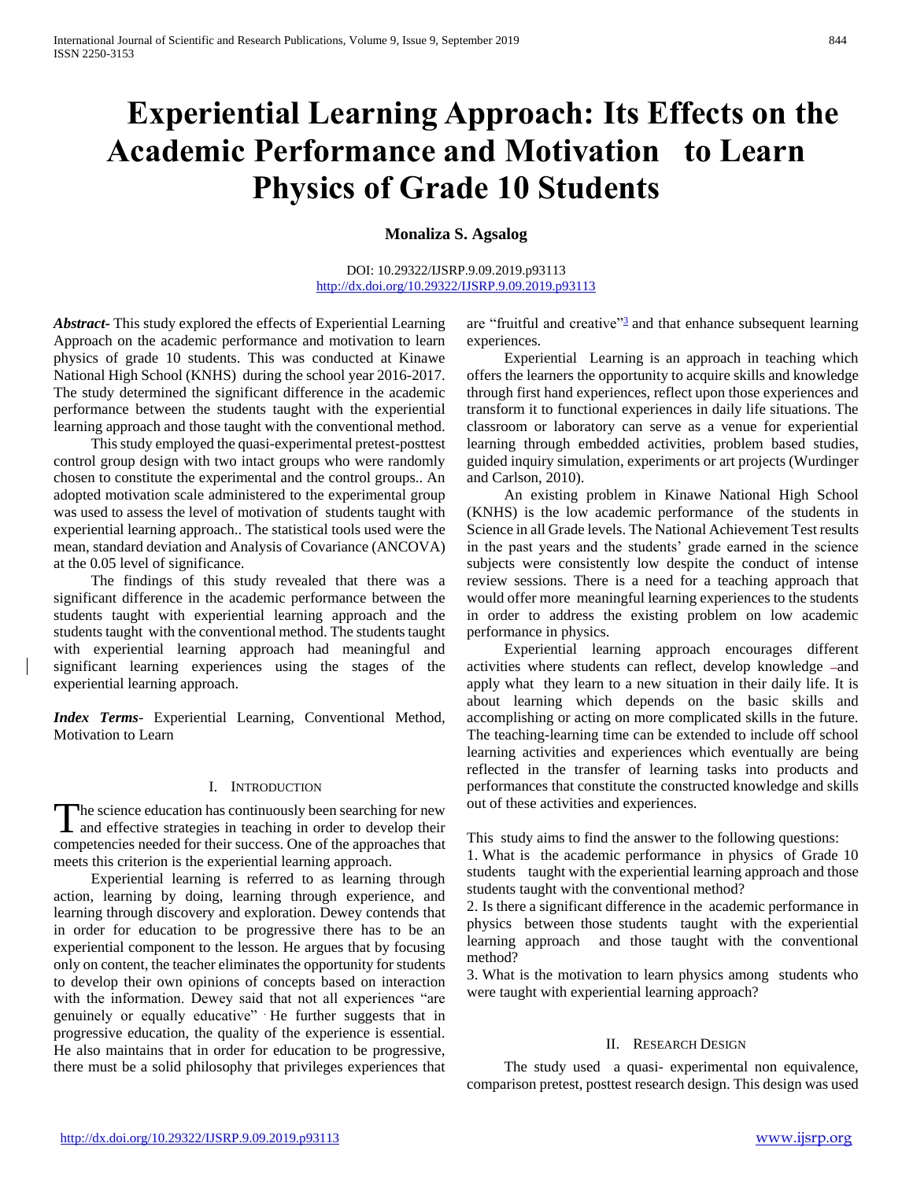# Experiential Learning Approach: Its Effects on the Academic Performance and Motivation to Learn Physics of Grade 10 Students

**Monaliza S. Agsalog**

DOI: 10.29322/IJSRP.9.09.2019.p93113
http://dx.doi.org/10.29322/IJSRP.9.09.2019.p93113

***Abstract*-** This study explored the effects of Experiential Learning Approach on the academic performance and motivation to learn physics of grade 10 students. This was conducted at Kinawe National High School (KNHS) during the school year 2016-2017. The study determined the significant difference in the academic performance between the students taught with the experiential learning approach and those taught with the conventional method.

This study employed the quasi-experimental pretest-posttest control group design with two intact groups who were randomly chosen to constitute the experimental and the control groups.. An adopted motivation scale administered to the experimental group was used to assess the level of motivation of students taught with experiential learning approach.. The statistical tools used were the mean, standard deviation and Analysis of Covariance (ANCOVA) at the 0.05 level of significance.

The findings of this study revealed that there was a significant difference in the academic performance between the students taught with experiential learning approach and the students taught with the conventional method. The students taught with experiential learning approach had meaningful and significant learning experiences using the stages of the experiential learning approach.

***Index Terms*-** Experiential Learning, Conventional Method, Motivation to Learn

## I. Introduction

The science education has continuously been searching for new and effective strategies in teaching in order to develop their competencies needed for their success. One of the approaches that meets this criterion is the experiential learning approach.

Experiential learning is referred to as learning through action, learning by doing, learning through experience, and learning through discovery and exploration. Dewey contends that in order for education to be progressive there has to be an experiential component to the lesson. He argues that by focusing only on content, the teacher eliminates the opportunity for students to develop their own opinions of concepts based on interaction with the information. Dewey said that not all experiences "are genuinely or equally educative" . He further suggests that in progressive education, the quality of the experience is essential. He also maintains that in order for education to be progressive, there must be a solid philosophy that privileges experiences that are "fruitful and creative"[3] and that enhance subsequent learning experiences.

Experiential Learning is an approach in teaching which offers the learners the opportunity to acquire skills and knowledge through first hand experiences, reflect upon those experiences and transform it to functional experiences in daily life situations. The classroom or laboratory can serve as a venue for experiential learning through embedded activities, problem based studies, guided inquiry simulation, experiments or art projects (Wurdinger and Carlson, 2010).

An existing problem in Kinawe National High School (KNHS) is the low academic performance of the students in Science in all Grade levels. The National Achievement Test results in the past years and the students' grade earned in the science subjects were consistently low despite the conduct of intense review sessions. There is a need for a teaching approach that would offer more meaningful learning experiences to the students in order to address the existing problem on low academic performance in physics.

Experiential learning approach encourages different activities where students can reflect, develop knowledge –and apply what they learn to a new situation in their daily life. It is about learning which depends on the basic skills and accomplishing or acting on more complicated skills in the future. The teaching-learning time can be extended to include off school learning activities and experiences which eventually are being reflected in the transfer of learning tasks into products and performances that constitute the constructed knowledge and skills out of these activities and experiences.

This study aims to find the answer to the following questions:

1. What is the academic performance in physics of Grade 10 students taught with the experiential learning approach and those students taught with the conventional method?
2. Is there a significant difference in the academic performance in physics between those students taught with the experiential learning approach and those taught with the conventional method?
3. What is the motivation to learn physics among students who were taught with experiential learning approach?

## II. Research Design

The study used a quasi- experimental non equivalence, comparison pretest, posttest research design. This design was used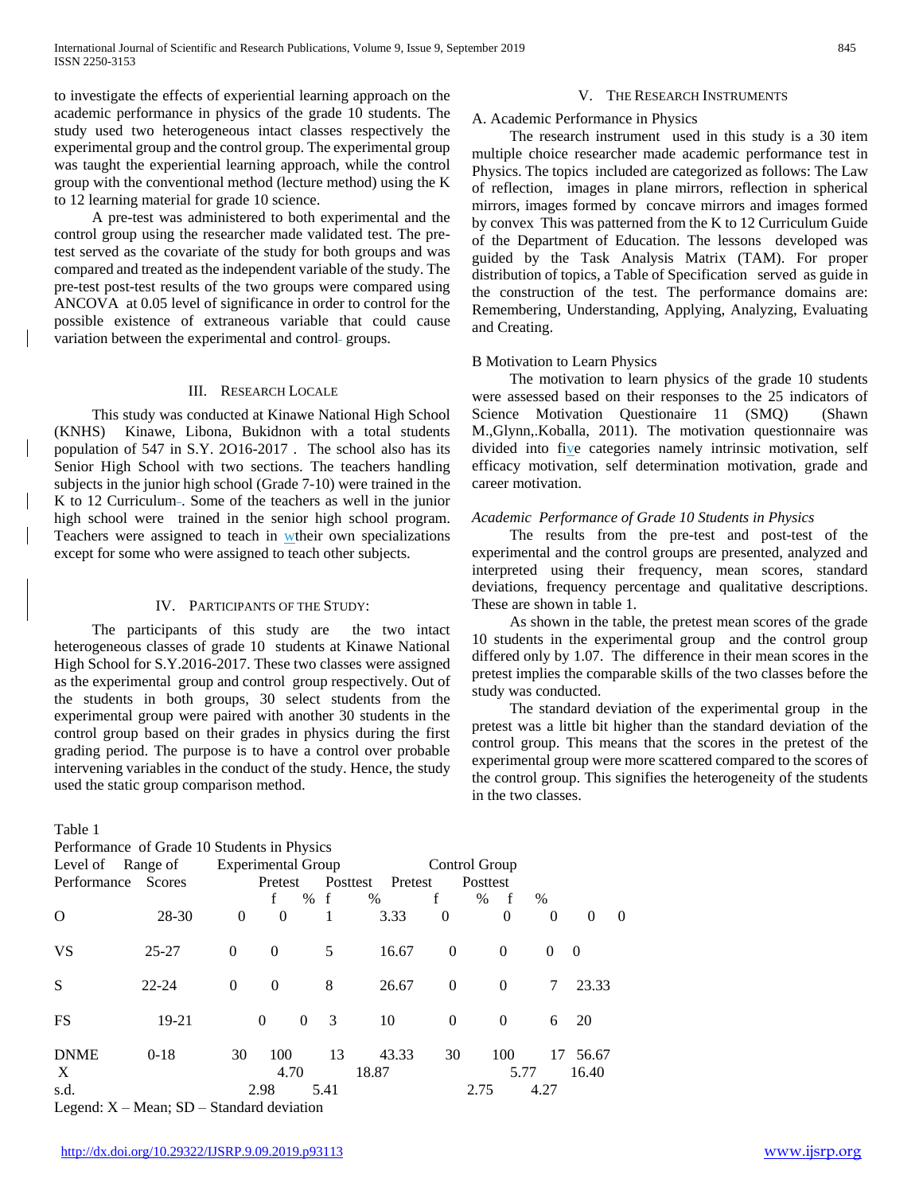to investigate the effects of experiential learning approach on the academic performance in physics of the grade 10 students. The study used two heterogeneous intact classes respectively the experimental group and the control group. The experimental group was taught the experiential learning approach, while the control group with the conventional method (lecture method) using the K to 12 learning material for grade 10 science.

A pre-test was administered to both experimental and the control group using the researcher made validated test. The pre-test served as the covariate of the study for both groups and was compared and treated as the independent variable of the study. The pre-test post-test results of the two groups were compared using ANCOVA at 0.05 level of significance in order to control for the possible existence of extraneous variable that could cause variation between the experimental and control groups.

## III. Research Locale

This study was conducted at Kinawe National High School (KNHS) Kinawe, Libona, Bukidnon with a total students population of 547 in S.Y. 2O16-2017 . The school also has its Senior High School with two sections. The teachers handling subjects in the junior high school (Grade 7-10) were trained in the K to 12 Curriculum. Some of the teachers as well in the junior high school were trained in the senior high school program. Teachers were assigned to teach in wtheir own specializations except for some who were assigned to teach other subjects.

## IV. Participants of the Study:

The participants of this study are the two intact heterogeneous classes of grade 10 students at Kinawe National High School for S.Y.2016-2017. These two classes were assigned as the experimental group and control group respectively. Out of the students in both groups, 30 select students from the experimental group were paired with another 30 students in the control group based on their grades in physics during the first grading period. The purpose is to have a control over probable intervening variables in the conduct of the study. Hence, the study used the static group comparison method.

## V. The Research Instruments

### A. Academic Performance in Physics

The research instrument used in this study is a 30 item multiple choice researcher made academic performance test in Physics. The topics included are categorized as follows: The Law of reflection, images in plane mirrors, reflection in spherical mirrors, images formed by concave mirrors and images formed by convex This was patterned from the K to 12 Curriculum Guide of the Department of Education. The lessons developed was guided by the Task Analysis Matrix (TAM). For proper distribution of topics, a Table of Specification served as guide in the construction of the test. The performance domains are: Remembering, Understanding, Applying, Analyzing, Evaluating and Creating.

### B Motivation to Learn Physics

The motivation to learn physics of the grade 10 students were assessed based on their responses to the 25 indicators of Science Motivation Questionaire 11 (SMQ) (Shawn M.,Glynn,.Koballa, 2011). The motivation questionnaire was divided into five categories namely intrinsic motivation, self efficacy motivation, self determination motivation, grade and career motivation.

### *Academic Performance of Grade 10 Students in Physics*

The results from the pre-test and post-test of the experimental and the control groups are presented, analyzed and interpreted using their frequency, mean scores, standard deviations, frequency percentage and qualitative descriptions. These are shown in table 1.

As shown in the table, the pretest mean scores of the grade 10 students in the experimental group and the control group differed only by 1.07. The difference in their mean scores in the pretest implies the comparable skills of the two classes before the study was conducted.

The standard deviation of the experimental group in the pretest was a little bit higher than the standard deviation of the control group. This means that the scores in the pretest of the experimental group were more scattered compared to the scores of the control group. This signifies the heterogeneity of the students in the two classes.

Table 1

Performance of Grade 10 Students in Physics

| Level of Performance | Range of Scores | Experimental Group | | | | Control Group | | | | |
|---|---|---|---|---|---|---|---|---|---|---|
| | | Pretest | | Posttest | | Pretest | | Posttest | | |
| | | f | % | f | % | f | % | f | % | |
| O | 28-30 | 0 | 0 | 1 | 3.33 | 0 | 0 | 0 | 0 | 0 |
| VS | 25-27 | 0 | 0 | 5 | 16.67 | 0 | 0 | 0 | 0 | |
| S | 22-24 | 0 | 0 | 8 | 26.67 | 0 | 0 | 7 | 23.33 | |
| FS | 19-21 | 0 | 0 | 3 | 10 | 0 | 0 | 6 | 20 | |
| DNME | 0-18 | 30 | 100 | 13 | 43.33 | 30 | 100 | 17 | 56.67 | |
| X | | 4.70 | | 18.87 | | 5.77 | | 16.40 | | |
| s.d. | | 2.98 | | 5.41 | | 2.75 | | 4.27 | | |

Legend: X – Mean; SD – Standard deviation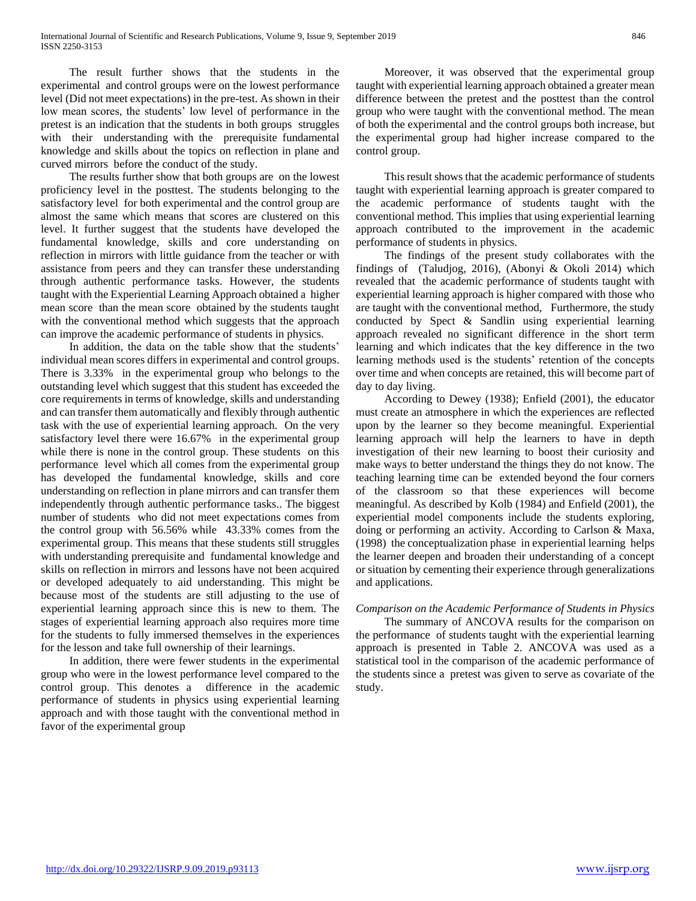The result further shows that the students in the experimental and control groups were on the lowest performance level (Did not meet expectations) in the pre-test. As shown in their low mean scores, the students' low level of performance in the pretest is an indication that the students in both groups struggles with their understanding with the prerequisite fundamental knowledge and skills about the topics on reflection in plane and curved mirrors before the conduct of the study.

The results further show that both groups are on the lowest proficiency level in the posttest. The students belonging to the satisfactory level for both experimental and the control group are almost the same which means that scores are clustered on this level. It further suggest that the students have developed the fundamental knowledge, skills and core understanding on reflection in mirrors with little guidance from the teacher or with assistance from peers and they can transfer these understanding through authentic performance tasks. However, the students taught with the Experiential Learning Approach obtained a higher mean score than the mean score obtained by the students taught with the conventional method which suggests that the approach can improve the academic performance of students in physics.

In addition, the data on the table show that the students' individual mean scores differs in experimental and control groups. There is 3.33% in the experimental group who belongs to the outstanding level which suggest that this student has exceeded the core requirements in terms of knowledge, skills and understanding and can transfer them automatically and flexibly through authentic task with the use of experiential learning approach. On the very satisfactory level there were 16.67% in the experimental group while there is none in the control group. These students on this performance level which all comes from the experimental group has developed the fundamental knowledge, skills and core understanding on reflection in plane mirrors and can transfer them independently through authentic performance tasks.. The biggest number of students who did not meet expectations comes from the control group with 56.56% while 43.33% comes from the experimental group. This means that these students still struggles with understanding prerequisite and fundamental knowledge and skills on reflection in mirrors and lessons have not been acquired or developed adequately to aid understanding. This might be because most of the students are still adjusting to the use of experiential learning approach since this is new to them. The stages of experiential learning approach also requires more time for the students to fully immersed themselves in the experiences for the lesson and take full ownership of their learnings.

In addition, there were fewer students in the experimental group who were in the lowest performance level compared to the control group. This denotes a difference in the academic performance of students in physics using experiential learning approach and with those taught with the conventional method in favor of the experimental group

Moreover, it was observed that the experimental group taught with experiential learning approach obtained a greater mean difference between the pretest and the posttest than the control group who were taught with the conventional method. The mean of both the experimental and the control groups both increase, but the experimental group had higher increase compared to the control group.

This result shows that the academic performance of students taught with experiential learning approach is greater compared to the academic performance of students taught with the conventional method. This implies that using experiential learning approach contributed to the improvement in the academic performance of students in physics.

The findings of the present study collaborates with the findings of (Taludjog, 2016), (Abonyi & Okoli 2014) which revealed that the academic performance of students taught with experiential learning approach is higher compared with those who are taught with the conventional method, Furthermore, the study conducted by Spect & Sandlin using experiential learning approach revealed no significant difference in the short term learning and which indicates that the key difference in the two learning methods used is the students' retention of the concepts over time and when concepts are retained, this will become part of day to day living.

According to Dewey (1938); Enfield (2001), the educator must create an atmosphere in which the experiences are reflected upon by the learner so they become meaningful. Experiential learning approach will help the learners to have in depth investigation of their new learning to boost their curiosity and make ways to better understand the things they do not know. The teaching learning time can be extended beyond the four corners of the classroom so that these experiences will become meaningful. As described by Kolb (1984) and Enfield (2001), the experiential model components include the students exploring, doing or performing an activity. According to Carlson & Maxa, (1998) the conceptualization phase in experiential learning helps the learner deepen and broaden their understanding of a concept or situation by cementing their experience through generalizations and applications.

*Comparison on the Academic Performance of Students in Physics*

The summary of ANCOVA results for the comparison on the performance of students taught with the experiential learning approach is presented in Table 2. ANCOVA was used as a statistical tool in the comparison of the academic performance of the students since a pretest was given to serve as covariate of the study.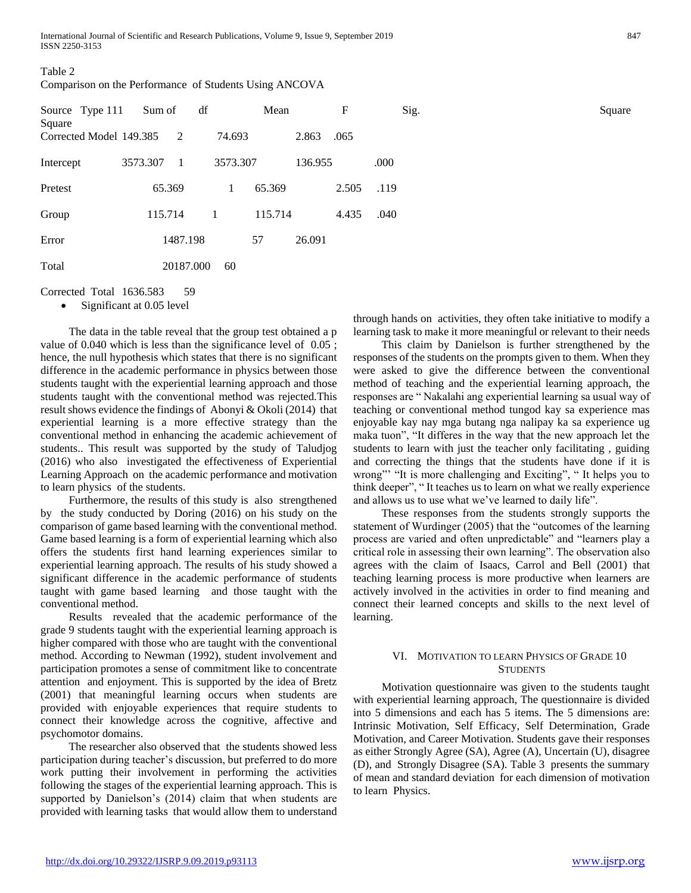Table 2

Comparison on the Performance of Students Using ANCOVA

| Source | Type 111 Sum of Square | df | Mean Square | F | Sig. |
|---|---|---|---|---|---|
| Corrected Model | 149.385 | 2 | 74.693 | 2.863 | .065 |
| Intercept | 3573.307 | 1 | 3573.307 | 136.955 | .000 |
| Pretest | 65.369 | 1 | 65.369 | 2.505 | .119 |
| Group | 115.714 | 1 | 115.714 | 4.435 | .040 |
| Error | 1487.198 | 57 | 26.091 | | |
| Total | 20187.000 | 60 | | | |
| Corrected Total | 1636.583 | 59 | | | |

- Significant at 0.05 level

The data in the table reveal that the group test obtained a p value of 0.040 which is less than the significance level of 0.05 ; hence, the null hypothesis which states that there is no significant difference in the academic performance in physics between those students taught with the experiential learning approach and those students taught with the conventional method was rejected.This result shows evidence the findings of Abonyi & Okoli (2014) that experiential learning is a more effective strategy than the conventional method in enhancing the academic achievement of students.. This result was supported by the study of Taludjog (2016) who also investigated the effectiveness of Experiential Learning Approach on the academic performance and motivation to learn physics of the students.

Furthermore, the results of this study is also strengthened by the study conducted by Doring (2016) on his study on the comparison of game based learning with the conventional method. Game based learning is a form of experiential learning which also offers the students first hand learning experiences similar to experiential learning approach. The results of his study showed a significant difference in the academic performance of students taught with game based learning and those taught with the conventional method.

Results revealed that the academic performance of the grade 9 students taught with the experiential learning approach is higher compared with those who are taught with the conventional method. According to Newman (1992), student involvement and participation promotes a sense of commitment like to concentrate attention and enjoyment. This is supported by the idea of Bretz (2001) that meaningful learning occurs when students are provided with enjoyable experiences that require students to connect their knowledge across the cognitive, affective and psychomotor domains.

The researcher also observed that the students showed less participation during teacher's discussion, but preferred to do more work putting their involvement in performing the activities following the stages of the experiential learning approach. This is supported by Danielson's (2014) claim that when students are provided with learning tasks that would allow them to understand through hands on activities, they often take initiative to modify a learning task to make it more meaningful or relevant to their needs

This claim by Danielson is further strengthened by the responses of the students on the prompts given to them. When they were asked to give the difference between the conventional method of teaching and the experiential learning approach, the responses are " Nakalahi ang experiential learning sa usual way of teaching or conventional method tungod kay sa experience mas enjoyable kay nay mga butang nga nalipay ka sa experience ug maka tuon", "It differes in the way that the new approach let the students to learn with just the teacher only facilitating , guiding and correcting the things that the students have done if it is wrong"' "It is more challenging and Exciting", " It helps you to think deeper", " It teaches us to learn on what we really experience and allows us to use what we've learned to daily life".

These responses from the students strongly supports the statement of Wurdinger (2005) that the "outcomes of the learning process are varied and often unpredictable" and "learners play a critical role in assessing their own learning". The observation also agrees with the claim of Isaacs, Carrol and Bell (2001) that teaching learning process is more productive when learners are actively involved in the activities in order to find meaning and connect their learned concepts and skills to the next level of learning.

## VI. Motivation to learn Physics of Grade 10 Students

Motivation questionnaire was given to the students taught with experiential learning approach, The questionnaire is divided into 5 dimensions and each has 5 items. The 5 dimensions are: Intrinsic Motivation, Self Efficacy, Self Determination, Grade Motivation, and Career Motivation. Students gave their responses as either Strongly Agree (SA), Agree (A), Uncertain (U), disagree (D), and Strongly Disagree (SA). Table 3 presents the summary of mean and standard deviation for each dimension of motivation to learn Physics.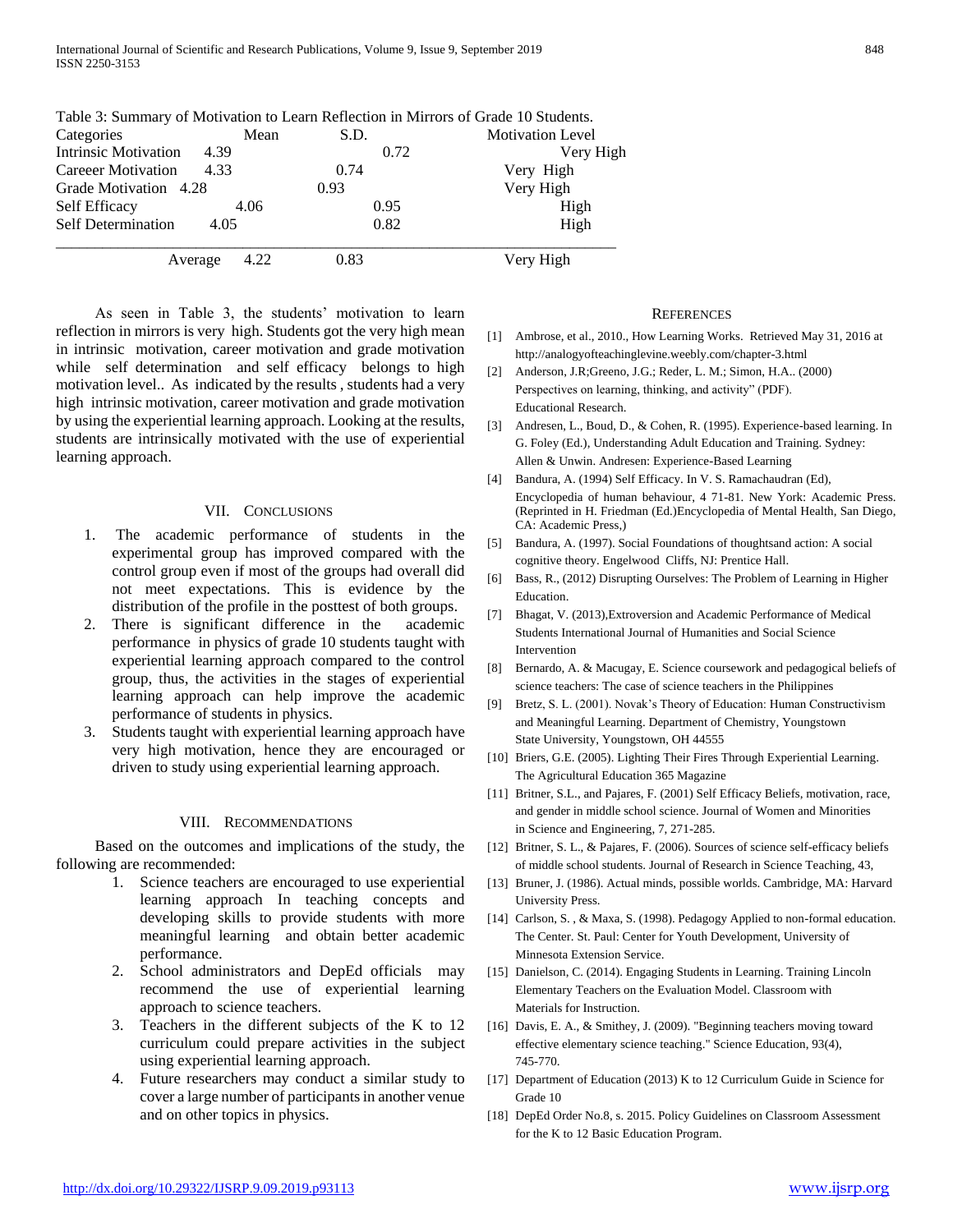Table 3: Summary of Motivation to Learn Reflection in Mirrors of Grade 10 Students.

| Categories | Mean | S.D. | Motivation Level |
|---|---|---|---|
| Intrinsic Motivation | 4.39 | 0.72 | Very High |
| Careeer Motivation | 4.33 | 0.74 | Very High |
| Grade Motivation | 4.28 | 0.93 | Very High |
| Self Efficacy | 4.06 | 0.95 | High |
| Self Determination | 4.05 | 0.82 | High |
| Average | 4.22 | 0.83 | Very High |

As seen in Table 3, the students' motivation to learn reflection in mirrors is very high. Students got the very high mean in intrinsic motivation, career motivation and grade motivation while self determination and self efficacy belongs to high motivation level.. As indicated by the results , students had a very high intrinsic motivation, career motivation and grade motivation by using the experiential learning approach. Looking at the results, students are intrinsically motivated with the use of experiential learning approach.

## VII. Conclusions

1. The academic performance of students in the experimental group has improved compared with the control group even if most of the groups had overall did not meet expectations. This is evidence by the distribution of the profile in the posttest of both groups.
2. There is significant difference in the academic performance in physics of grade 10 students taught with experiential learning approach compared to the control group, thus, the activities in the stages of experiential learning approach can help improve the academic performance of students in physics.
3. Students taught with experiential learning approach have very high motivation, hence they are encouraged or driven to study using experiential learning approach.

## VIII. Recommendations

Based on the outcomes and implications of the study, the following are recommended:

1. Science teachers are encouraged to use experiential learning approach In teaching concepts and developing skills to provide students with more meaningful learning and obtain better academic performance.
2. School administrators and DepEd officials may recommend the use of experiential learning approach to science teachers.
3. Teachers in the different subjects of the K to 12 curriculum could prepare activities in the subject using experiential learning approach.
4. Future researchers may conduct a similar study to cover a large number of participants in another venue and on other topics in physics.

## References

[1] Ambrose, et al., 2010., How Learning Works. Retrieved May 31, 2016 at http://analogyofteachinglevine.weebly.com/chapter-3.html

[2] Anderson, J.R;Greeno, J.G.; Reder, L. M.; Simon, H.A.. (2000) Perspectives on learning, thinking, and activity" (PDF). Educational Research.

[3] Andresen, L., Boud, D., & Cohen, R. (1995). Experience-based learning. In G. Foley (Ed.), Understanding Adult Education and Training. Sydney: Allen & Unwin. Andresen: Experience-Based Learning

[4] Bandura, A. (1994) Self Efficacy. In V. S. Ramachaudran (Ed), Encyclopedia of human behaviour, 4 71-81. New York: Academic Press. (Reprinted in H. Friedman (Ed.)Encyclopedia of Mental Health, San Diego, CA: Academic Press,)

[5] Bandura, A. (1997). Social Foundations of thoughtsand action: A social cognitive theory. Engelwood Cliffs, NJ: Prentice Hall.

[6] Bass, R., (2012) Disrupting Ourselves: The Problem of Learning in Higher Education.

[7] Bhagat, V. (2013),Extroversion and Academic Performance of Medical Students International Journal of Humanities and Social Science Intervention

[8] Bernardo, A. & Macugay, E. Science coursework and pedagogical beliefs of science teachers: The case of science teachers in the Philippines

[9] Bretz, S. L. (2001). Novak's Theory of Education: Human Constructivism and Meaningful Learning. Department of Chemistry, Youngstown State University, Youngstown, OH 44555

[10] Briers, G.E. (2005). Lighting Their Fires Through Experiential Learning. The Agricultural Education 365 Magazine

[11] Britner, S.L., and Pajares, F. (2001) Self Efficacy Beliefs, motivation, race, and gender in middle school science. Journal of Women and Minorities in Science and Engineering, 7, 271-285.

[12] Britner, S. L., & Pajares, F. (2006). Sources of science self-efficacy beliefs of middle school students. Journal of Research in Science Teaching, 43,

[13] Bruner, J. (1986). Actual minds, possible worlds. Cambridge, MA: Harvard University Press.

[14] Carlson, S. , & Maxa, S. (1998). Pedagogy Applied to non-formal education. The Center. St. Paul: Center for Youth Development, University of Minnesota Extension Service.

[15] Danielson, C. (2014). Engaging Students in Learning. Training Lincoln Elementary Teachers on the Evaluation Model. Classroom with Materials for Instruction.

[16] Davis, E. A., & Smithey, J. (2009). "Beginning teachers moving toward effective elementary science teaching." Science Education, 93(4), 745-770.

[17] Department of Education (2013) K to 12 Curriculum Guide in Science for Grade 10

[18] DepEd Order No.8, s. 2015. Policy Guidelines on Classroom Assessment for the K to 12 Basic Education Program.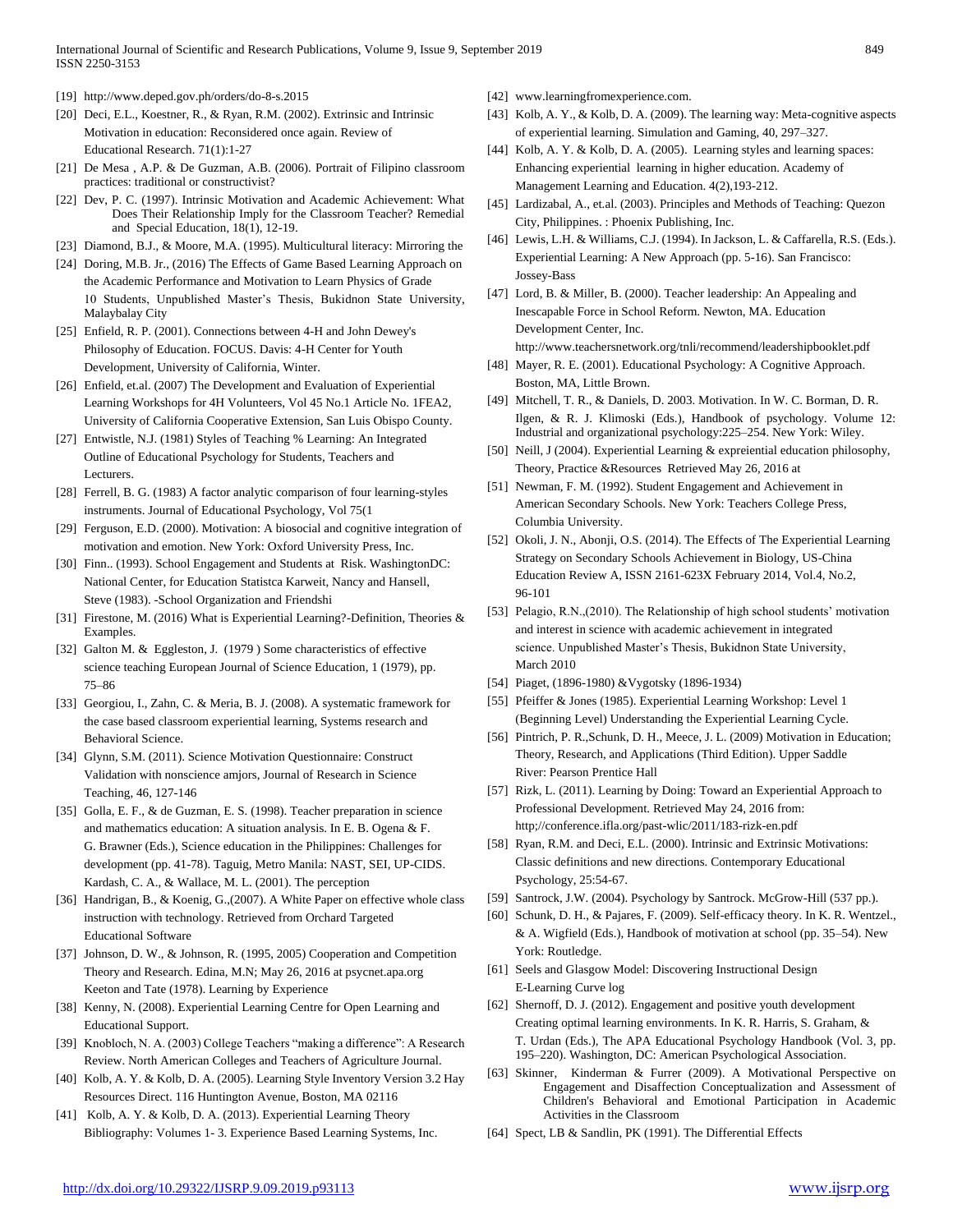[19] http://www.deped.gov.ph/orders/do-8-s.2015

[20] Deci, E.L., Koestner, R., & Ryan, R.M. (2002). Extrinsic and Intrinsic Motivation in education: Reconsidered once again. Review of Educational Research. 71(1):1-27

[21] De Mesa , A.P. & De Guzman, A.B. (2006). Portrait of Filipino classroom practices: traditional or constructivist?

[22] Dev, P. C. (1997). Intrinsic Motivation and Academic Achievement: What Does Their Relationship Imply for the Classroom Teacher? Remedial and Special Education, 18(1), 12-19.

[23] Diamond, B.J., & Moore, M.A. (1995). Multicultural literacy: Mirroring the

[24] Doring, M.B. Jr., (2016) The Effects of Game Based Learning Approach on the Academic Performance and Motivation to Learn Physics of Grade 10 Students, Unpublished Master's Thesis, Bukidnon State University, Malaybalay City

[25] Enfield, R. P. (2001). Connections between 4-H and John Dewey's Philosophy of Education. FOCUS. Davis: 4-H Center for Youth Development, University of California, Winter.

[26] Enfield, et.al. (2007) The Development and Evaluation of Experiential Learning Workshops for 4H Volunteers, Vol 45 No.1 Article No. 1FEA2, University of California Cooperative Extension, San Luis Obispo County.

[27] Entwistle, N.J. (1981) Styles of Teaching % Learning: An Integrated Outline of Educational Psychology for Students, Teachers and Lecturers.

[28] Ferrell, B. G. (1983) A factor analytic comparison of four learning-styles instruments. Journal of Educational Psychology, Vol 75(1

[29] Ferguson, E.D. (2000). Motivation: A biosocial and cognitive integration of motivation and emotion. New York: Oxford University Press, Inc.

[30] Finn.. (1993). School Engagement and Students at Risk. WashingtonDC: National Center, for Education Statistca Karweit, Nancy and Hansell, Steve (1983). -School Organization and Friendshi

[31] Firestone, M. (2016) What is Experiential Learning?-Definition, Theories & Examples.

[32] Galton M. & Eggleston, J. (1979 ) Some characteristics of effective science teaching European Journal of Science Education, 1 (1979), pp. 75–86

[33] Georgiou, I., Zahn, C. & Meria, B. J. (2008). A systematic framework for the case based classroom experiential learning, Systems research and Behavioral Science.

[34] Glynn, S.M. (2011). Science Motivation Questionnaire: Construct Validation with nonscience amjors, Journal of Research in Science Teaching, 46, 127-146

[35] Golla, E. F., & de Guzman, E. S. (1998). Teacher preparation in science and mathematics education: A situation analysis. In E. B. Ogena & F. G. Brawner (Eds.), Science education in the Philippines: Challenges for development (pp. 41-78). Taguig, Metro Manila: NAST, SEI, UP-CIDS. Kardash, C. A., & Wallace, M. L. (2001). The perception

[36] Handrigan, B., & Koenig, G.,(2007). A White Paper on effective whole class instruction with technology. Retrieved from Orchard Targeted Educational Software

[37] Johnson, D. W., & Johnson, R. (1995, 2005) Cooperation and Competition Theory and Research. Edina, M.N; May 26, 2016 at psycnet.apa.org Keeton and Tate (1978). Learning by Experience

[38] Kenny, N. (2008). Experiential Learning Centre for Open Learning and Educational Support.

[39] Knobloch, N. A. (2003) College Teachers "making a difference": A Research Review. North American Colleges and Teachers of Agriculture Journal.

[40] Kolb, A. Y. & Kolb, D. A. (2005). Learning Style Inventory Version 3.2 Hay Resources Direct. 116 Huntington Avenue, Boston, MA 02116

[41] Kolb, A. Y. & Kolb, D. A. (2013). Experiential Learning Theory Bibliography: Volumes 1- 3. Experience Based Learning Systems, Inc.

[42] www.learningfromexperience.com.

[43] Kolb, A. Y., & Kolb, D. A. (2009). The learning way: Meta-cognitive aspects of experiential learning. Simulation and Gaming, 40, 297–327.

[44] Kolb, A. Y. & Kolb, D. A. (2005). Learning styles and learning spaces: Enhancing experiential learning in higher education. Academy of Management Learning and Education. 4(2),193-212.

[45] Lardizabal, A., et.al. (2003). Principles and Methods of Teaching: Quezon City, Philippines. : Phoenix Publishing, Inc.

[46] Lewis, L.H. & Williams, C.J. (1994). In Jackson, L. & Caffarella, R.S. (Eds.). Experiential Learning: A New Approach (pp. 5-16). San Francisco: Jossey-Bass

[47] Lord, B. & Miller, B. (2000). Teacher leadership: An Appealing and Inescapable Force in School Reform. Newton, MA. Education Development Center, Inc. http://www.teachersnetwork.org/tnli/recommend/leadershipbooklet.pdf

[48] Mayer, R. E. (2001). Educational Psychology: A Cognitive Approach. Boston, MA, Little Brown.

[49] Mitchell, T. R., & Daniels, D. 2003. Motivation. In W. C. Borman, D. R. Ilgen, & R. J. Klimoski (Eds.), Handbook of psychology. Volume 12: Industrial and organizational psychology:225–254. New York: Wiley.

[50] Neill, J (2004). Experiential Learning & expreiential education philosophy, Theory, Practice &Resources Retrieved May 26, 2016 at

[51] Newman, F. M. (1992). Student Engagement and Achievement in American Secondary Schools. New York: Teachers College Press, Columbia University.

[52] Okoli, J. N., Abonji, O.S. (2014). The Effects of The Experiential Learning Strategy on Secondary Schools Achievement in Biology, US-China Education Review A, ISSN 2161-623X February 2014, Vol.4, No.2, 96-101

[53] Pelagio, R.N.,(2010). The Relationship of high school students' motivation and interest in science with academic achievement in integrated science. Unpublished Master's Thesis, Bukidnon State University, March 2010

[54] Piaget, (1896-1980) &Vygotsky (1896-1934)

[55] Pfeiffer & Jones (1985). Experiential Learning Workshop: Level 1 (Beginning Level) Understanding the Experiential Learning Cycle.

[56] Pintrich, P. R.,Schunk, D. H., Meece, J. L. (2009) Motivation in Education; Theory, Research, and Applications (Third Edition). Upper Saddle River: Pearson Prentice Hall

[57] Rizk, L. (2011). Learning by Doing: Toward an Experiential Approach to Professional Development. Retrieved May 24, 2016 from: http;//conference.ifla.org/past-wlic/2011/183-rizk-en.pdf

[58] Ryan, R.M. and Deci, E.L. (2000). Intrinsic and Extrinsic Motivations: Classic definitions and new directions. Contemporary Educational Psychology, 25:54-67.

[59] Santrock, J.W. (2004). Psychology by Santrock. McGrow-Hill (537 pp.).

[60] Schunk, D. H., & Pajares, F. (2009). Self-efficacy theory. In K. R. Wentzel., & A. Wigfield (Eds.), Handbook of motivation at school (pp. 35–54). New York: Routledge.

[61] Seels and Glasgow Model: Discovering Instructional Design E-Learning Curve log

[62] Shernoff, D. J. (2012). Engagement and positive youth development Creating optimal learning environments. In K. R. Harris, S. Graham, & T. Urdan (Eds.), The APA Educational Psychology Handbook (Vol. 3, pp. 195–220). Washington, DC: American Psychological Association.

[63] Skinner, Kinderman & Furrer (2009). A Motivational Perspective on Engagement and Disaffection Conceptualization and Assessment of Children's Behavioral and Emotional Participation in Academic Activities in the Classroom

[64] Spect, LB & Sandlin, PK (1991). The Differential Effects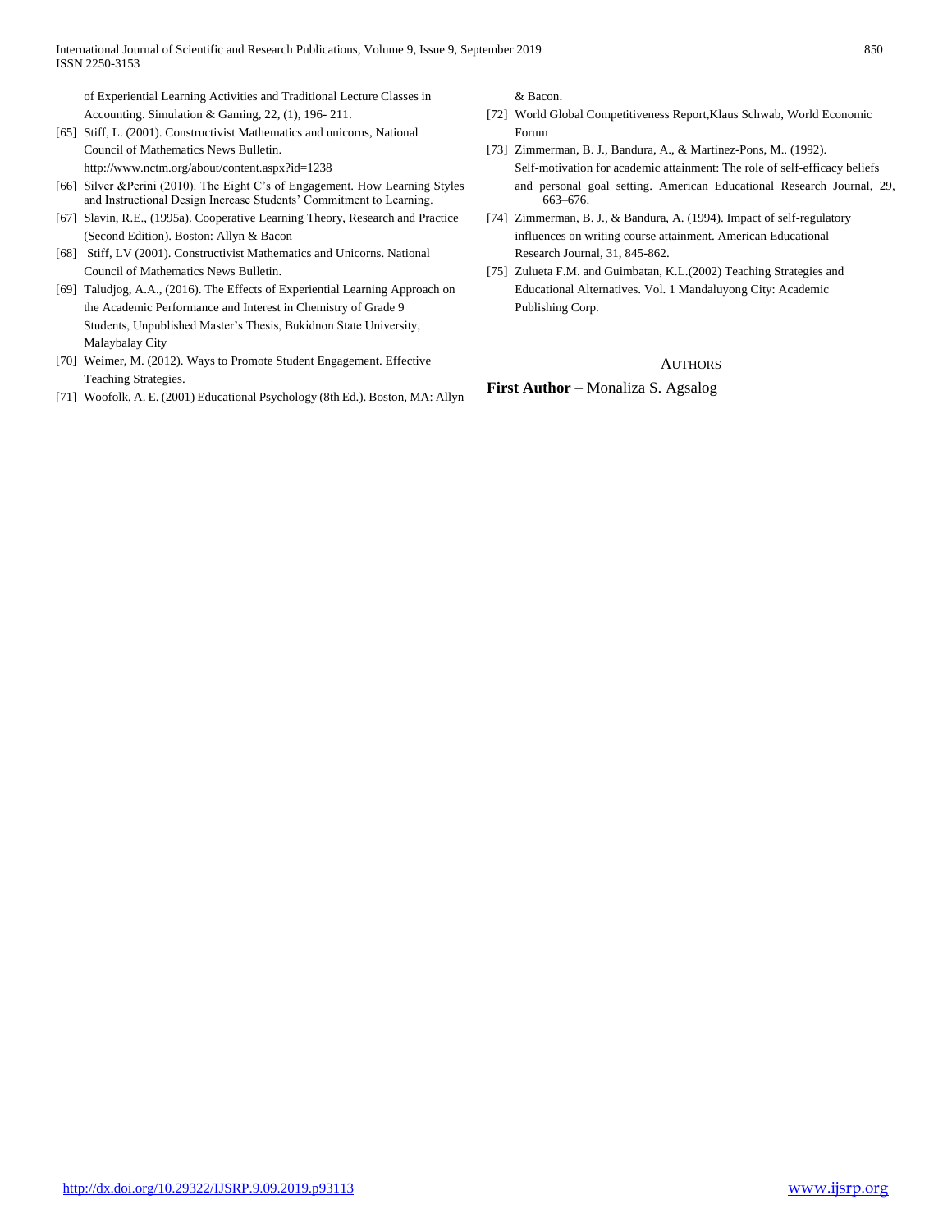of Experiential Learning Activities and Traditional Lecture Classes in Accounting. Simulation & Gaming, 22, (1), 196- 211.

[65] Stiff, L. (2001). Constructivist Mathematics and unicorns, National Council of Mathematics News Bulletin. http://www.nctm.org/about/content.aspx?id=1238

[66] Silver &Perini (2010). The Eight C's of Engagement. How Learning Styles and Instructional Design Increase Students' Commitment to Learning.

[67] Slavin, R.E., (1995a). Cooperative Learning Theory, Research and Practice (Second Edition). Boston: Allyn & Bacon

[68] Stiff, LV (2001). Constructivist Mathematics and Unicorns. National Council of Mathematics News Bulletin.

[69] Taludjog, A.A., (2016). The Effects of Experiential Learning Approach on the Academic Performance and Interest in Chemistry of Grade 9 Students, Unpublished Master's Thesis, Bukidnon State University, Malaybalay City

[70] Weimer, M. (2012). Ways to Promote Student Engagement. Effective Teaching Strategies.

[71] Woofolk, A. E. (2001) Educational Psychology (8th Ed.). Boston, MA: Allyn & Bacon.

[72] World Global Competitiveness Report,Klaus Schwab, World Economic Forum

[73] Zimmerman, B. J., Bandura, A., & Martinez-Pons, M.. (1992). Self-motivation for academic attainment: The role of self-efficacy beliefs and personal goal setting. American Educational Research Journal, 29, 663–676.

[74] Zimmerman, B. J., & Bandura, A. (1994). Impact of self-regulatory influences on writing course attainment. American Educational Research Journal, 31, 845-862.

[75] Zulueta F.M. and Guimbatan, K.L.(2002) Teaching Strategies and Educational Alternatives. Vol. 1 Mandaluyong City: Academic Publishing Corp.

## AUTHORS

**First Author** – Monaliza S. Agsalog